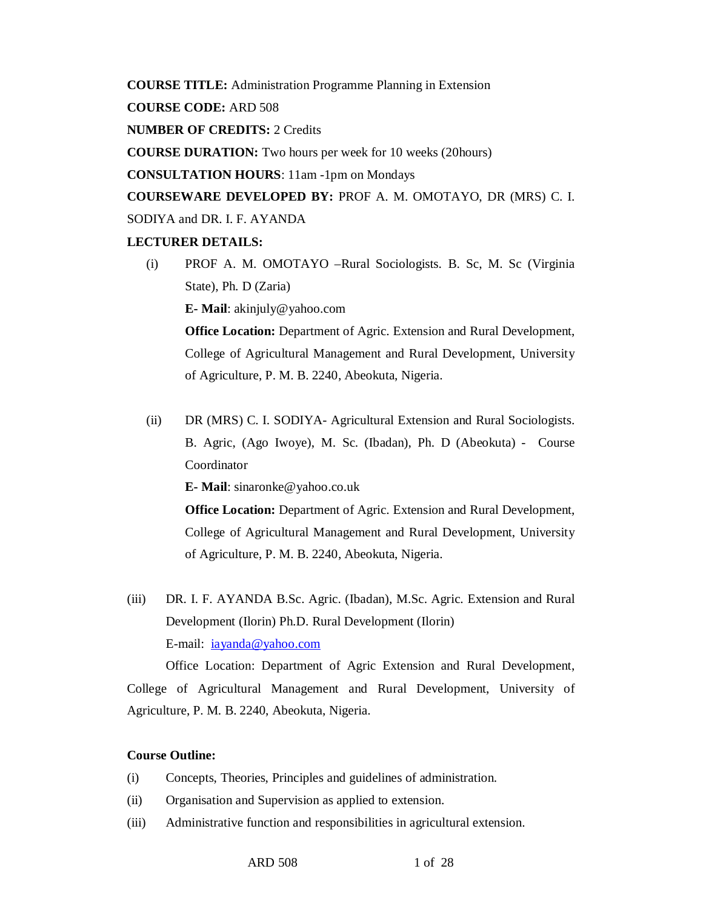**COURSE TITLE:** Administration Programme Planning in Extension

**COURSE CODE:** ARD 508

**NUMBER OF CREDITS:** 2 Credits

**COURSE DURATION:** Two hours per week for 10 weeks (20hours)

**CONSULTATION HOURS**: 11am -1pm on Mondays

**COURSEWARE DEVELOPED BY:** PROF A. M. OMOTAYO, DR (MRS) C. I. SODIYA and DR. I. F. AYANDA

**LECTURER DETAILS:**

(i) PROF A. M. OMOTAYO –Rural Sociologists. B. Sc, M. Sc (Virginia State), Ph. D (Zaria)

**E- Mail**: akinjuly@yahoo.com

**Office Location:** Department of Agric. Extension and Rural Development, College of Agricultural Management and Rural Development, University of Agriculture, P. M. B. 2240, Abeokuta, Nigeria.

(ii) DR (MRS) C. I. SODIYA- Agricultural Extension and Rural Sociologists. B. Agric, (Ago Iwoye), M. Sc. (Ibadan), Ph. D (Abeokuta) - Course Coordinator

**E- Mail**: sinaronke@yahoo.co.uk

**Office Location:** Department of Agric. Extension and Rural Development, College of Agricultural Management and Rural Development, University of Agriculture, P. M. B. 2240, Abeokuta, Nigeria.

(iii) DR. I. F. AYANDA B.Sc. Agric. (Ibadan), M.Sc. Agric. Extension and Rural Development (Ilorin) Ph.D. Rural Development (Ilorin)

E-mail: iayanda@yahoo.com

Office Location: Department of Agric Extension and Rural Development, College of Agricultural Management and Rural Development, University of Agriculture, P. M. B. 2240, Abeokuta, Nigeria.

**Course Outline:**

(i) Concepts, Theories, Principles and guidelines of administration.

(ii) Organisation and Supervision as applied to extension.

(iii) Administrative function and responsibilities in agricultural extension.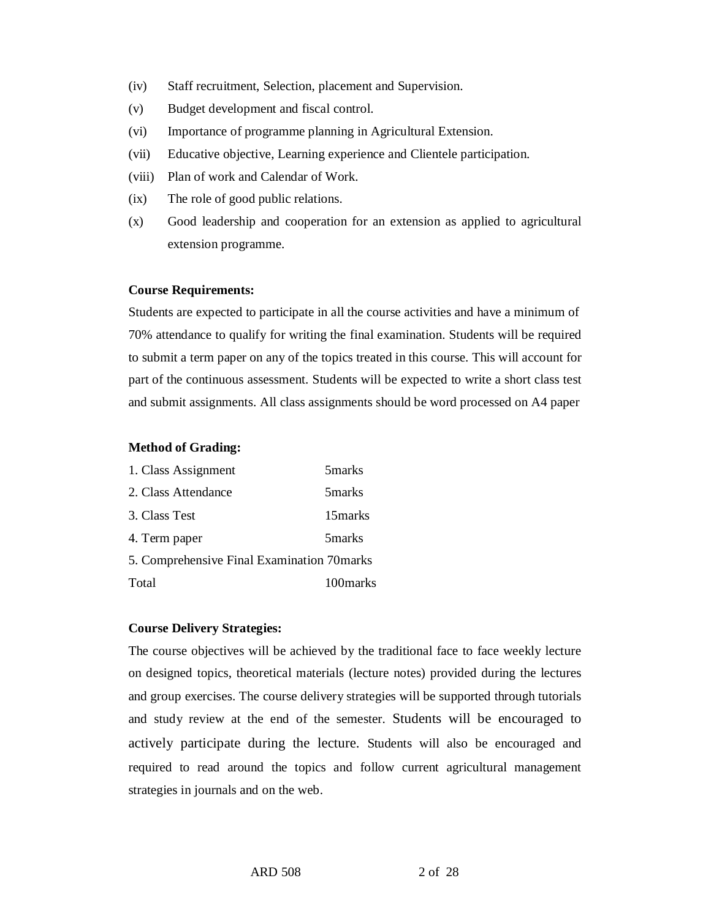(iv) Staff recruitment, Selection, placement and Supervision.

(v) Budget development and fiscal control.

(vi) Importance of programme planning in Agricultural Extension.

(vii) Educative objective, Learning experience and Clientele participation.

(viii) Plan of work and Calendar of Work.

(ix) The role of good public relations.

(x) Good leadership and cooperation for an extension as applied to agricultural extension programme.

**Course Requirements:**

Students are expected to participate in all the course activities and have a minimum of 70% attendance to qualify for writing the final examination. Students will be required to submit a term paper on any of the topics treated in this course. This will account for part of the continuous assessment. Students will be expected to write a short class test and submit assignments. All class assignments should be word processed on A4 paper

**Method of Grading:**

| | |
|---|---|
| 1. Class Assignment | 5marks |
| 2. Class Attendance | 5marks |
| 3. Class Test | 15marks |
| 4. Term paper | 5marks |
| 5. Comprehensive Final Examination | 70marks |
| Total | 100marks |

**Course Delivery Strategies:**

The course objectives will be achieved by the traditional face to face weekly lecture on designed topics, theoretical materials (lecture notes) provided during the lectures and group exercises. The course delivery strategies will be supported through tutorials and study review at the end of the semester. Students will be encouraged to actively participate during the lecture. Students will also be encouraged and required to read around the topics and follow current agricultural management strategies in journals and on the web.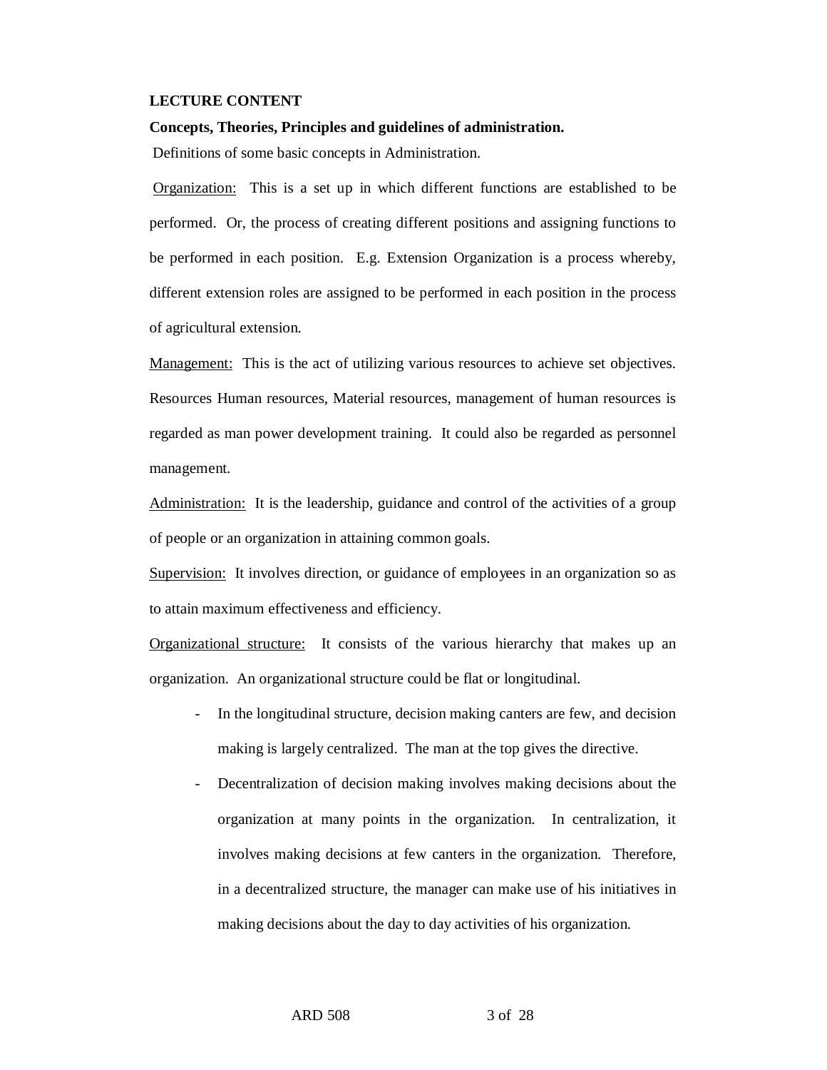**LECTURE CONTENT**

**Concepts, Theories, Principles and guidelines of administration.**

Definitions of some basic concepts in Administration.

<u>Organization:</u> This is a set up in which different functions are established to be performed. Or, the process of creating different positions and assigning functions to be performed in each position. E.g. Extension Organization is a process whereby, different extension roles are assigned to be performed in each position in the process of agricultural extension.

<u>Management:</u> This is the act of utilizing various resources to achieve set objectives. Resources Human resources, Material resources, management of human resources is regarded as man power development training. It could also be regarded as personnel management.

<u>Administration:</u> It is the leadership, guidance and control of the activities of a group of people or an organization in attaining common goals.

<u>Supervision:</u> It involves direction, or guidance of employees in an organization so as to attain maximum effectiveness and efficiency.

<u>Organizational structure:</u> It consists of the various hierarchy that makes up an organization. An organizational structure could be flat or longitudinal.

- In the longitudinal structure, decision making canters are few, and decision making is largely centralized. The man at the top gives the directive.
- Decentralization of decision making involves making decisions about the organization at many points in the organization. In centralization, it involves making decisions at few canters in the organization. Therefore, in a decentralized structure, the manager can make use of his initiatives in making decisions about the day to day activities of his organization.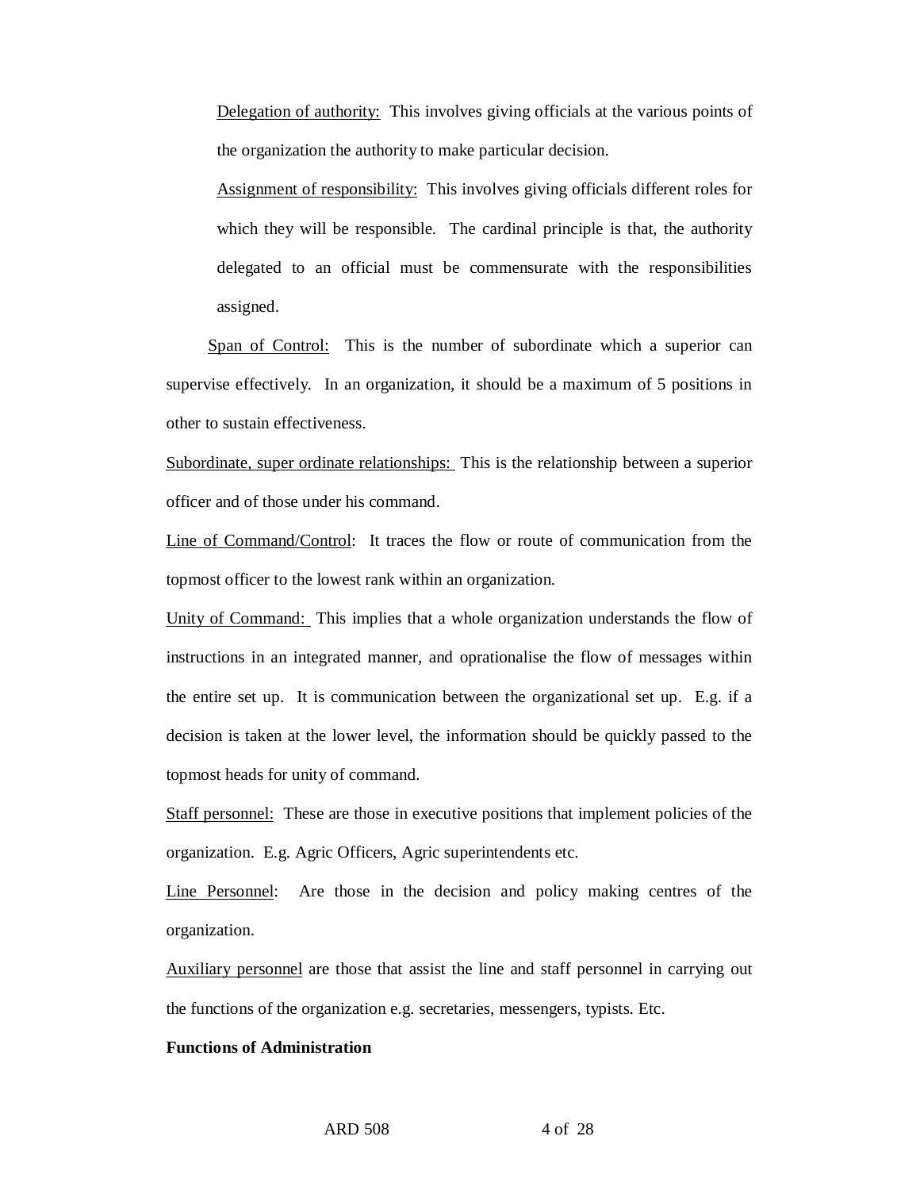Delegation of authority: This involves giving officials at the various points of the organization the authority to make particular decision.

Assignment of responsibility: This involves giving officials different roles for which they will be responsible. The cardinal principle is that, the authority delegated to an official must be commensurate with the responsibilities assigned.

Span of Control: This is the number of subordinate which a superior can supervise effectively. In an organization, it should be a maximum of 5 positions in other to sustain effectiveness.

Subordinate, super ordinate relationships: This is the relationship between a superior officer and of those under his command.

Line of Command/Control: It traces the flow or route of communication from the topmost officer to the lowest rank within an organization.

Unity of Command: This implies that a whole organization understands the flow of instructions in an integrated manner, and oprationalise the flow of messages within the entire set up. It is communication between the organizational set up. E.g. if a decision is taken at the lower level, the information should be quickly passed to the topmost heads for unity of command.

Staff personnel: These are those in executive positions that implement policies of the organization. E.g. Agric Officers, Agric superintendents etc.

Line Personnel: Are those in the decision and policy making centres of the organization.

Auxiliary personnel are those that assist the line and staff personnel in carrying out the functions of the organization e.g. secretaries, messengers, typists. Etc.

**Functions of Administration**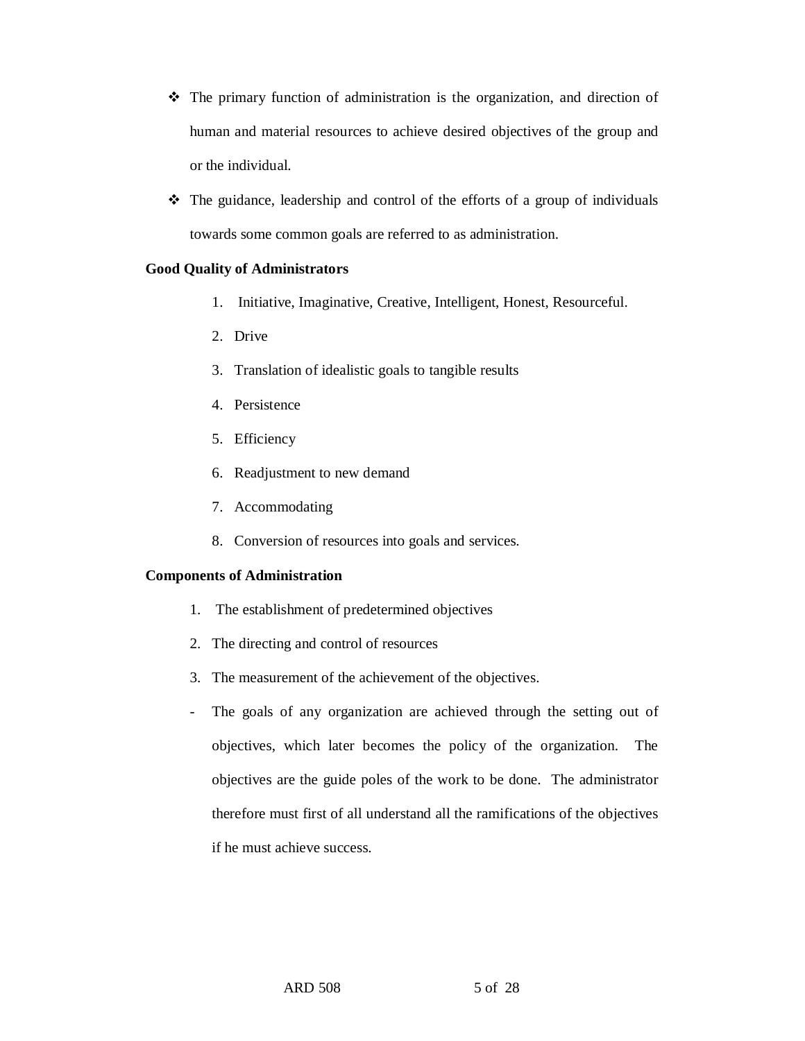- The primary function of administration is the organization, and direction of human and material resources to achieve desired objectives of the group and or the individual.
- The guidance, leadership and control of the efforts of a group of individuals towards some common goals are referred to as administration.

**Good Quality of Administrators**

1. Initiative, Imaginative, Creative, Intelligent, Honest, Resourceful.
2. Drive
3. Translation of idealistic goals to tangible results
4. Persistence
5. Efficiency
6. Readjustment to new demand
7. Accommodating
8. Conversion of resources into goals and services.

**Components of Administration**

1. The establishment of predetermined objectives
2. The directing and control of resources
3. The measurement of the achievement of the objectives.

- The goals of any organization are achieved through the setting out of objectives, which later becomes the policy of the organization. The objectives are the guide poles of the work to be done. The administrator therefore must first of all understand all the ramifications of the objectives if he must achieve success.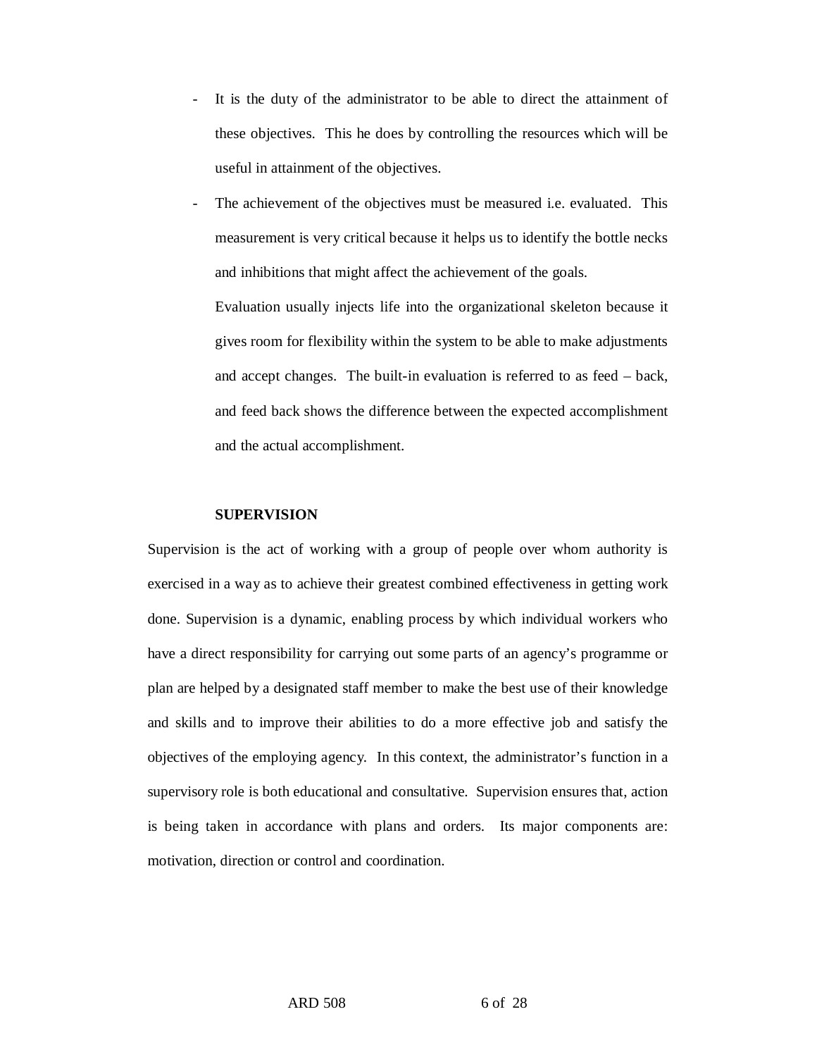- It is the duty of the administrator to be able to direct the attainment of these objectives. This he does by controlling the resources which will be useful in attainment of the objectives.
- The achievement of the objectives must be measured i.e. evaluated. This measurement is very critical because it helps us to identify the bottle necks and inhibitions that might affect the achievement of the goals.

  Evaluation usually injects life into the organizational skeleton because it gives room for flexibility within the system to be able to make adjustments and accept changes. The built-in evaluation is referred to as feed – back, and feed back shows the difference between the expected accomplishment and the actual accomplishment.

## SUPERVISION

Supervision is the act of working with a group of people over whom authority is exercised in a way as to achieve their greatest combined effectiveness in getting work done. Supervision is a dynamic, enabling process by which individual workers who have a direct responsibility for carrying out some parts of an agency's programme or plan are helped by a designated staff member to make the best use of their knowledge and skills and to improve their abilities to do a more effective job and satisfy the objectives of the employing agency. In this context, the administrator's function in a supervisory role is both educational and consultative. Supervision ensures that, action is being taken in accordance with plans and orders. Its major components are: motivation, direction or control and coordination.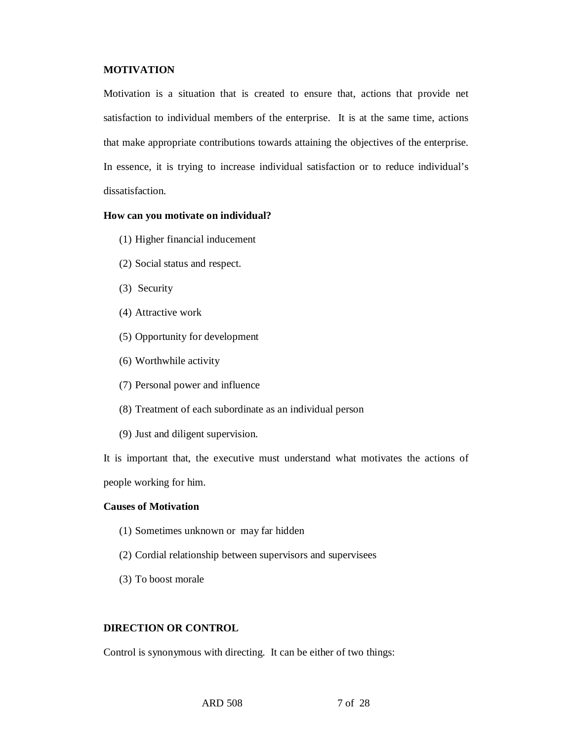**MOTIVATION**

Motivation is a situation that is created to ensure that, actions that provide net satisfaction to individual members of the enterprise. It is at the same time, actions that make appropriate contributions towards attaining the objectives of the enterprise. In essence, it is trying to increase individual satisfaction or to reduce individual's dissatisfaction.

**How can you motivate on individual?**

(1) Higher financial inducement

(2) Social status and respect.

(3) Security

(4) Attractive work

(5) Opportunity for development

(6) Worthwhile activity

(7) Personal power and influence

(8) Treatment of each subordinate as an individual person

(9) Just and diligent supervision.

It is important that, the executive must understand what motivates the actions of people working for him.

**Causes of Motivation**

(1) Sometimes unknown or may far hidden

(2) Cordial relationship between supervisors and supervisees

(3) To boost morale

**DIRECTION OR CONTROL**

Control is synonymous with directing. It can be either of two things: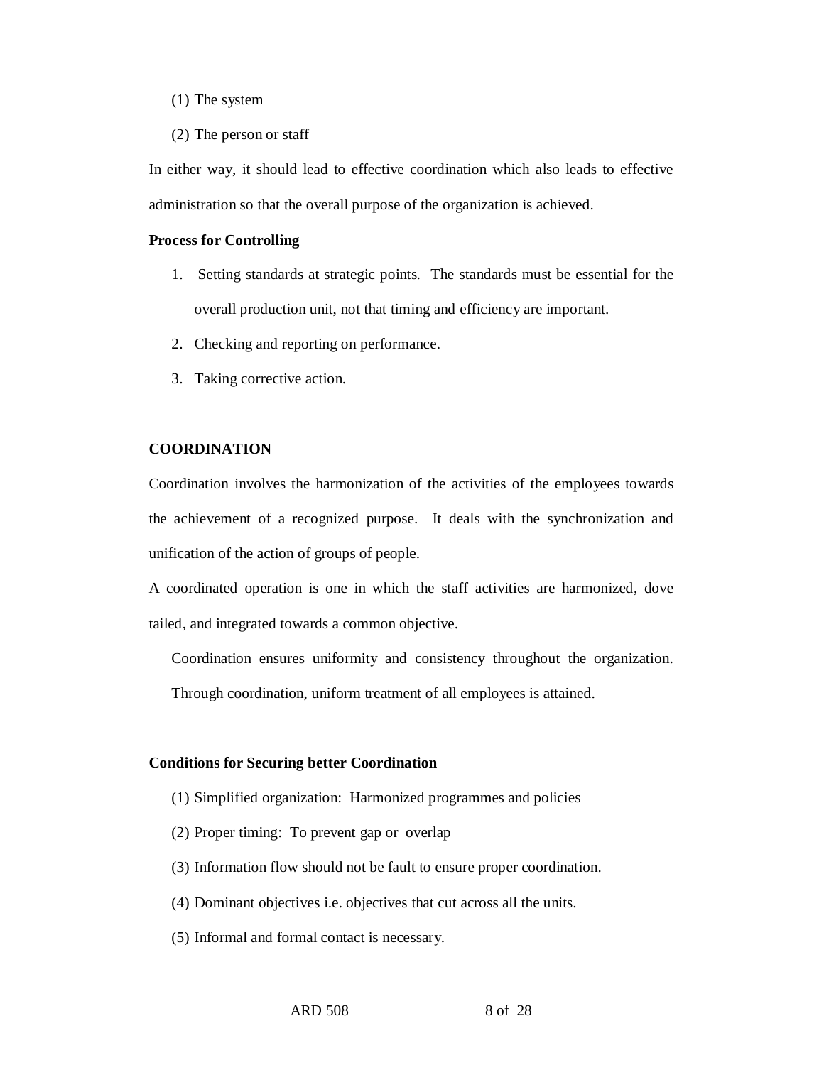(1) The system

(2) The person or staff

In either way, it should lead to effective coordination which also leads to effective administration so that the overall purpose of the organization is achieved.

**Process for Controlling**

1. Setting standards at strategic points. The standards must be essential for the overall production unit, not that timing and efficiency are important.
2. Checking and reporting on performance.
3. Taking corrective action.

**COORDINATION**

Coordination involves the harmonization of the activities of the employees towards the achievement of a recognized purpose. It deals with the synchronization and unification of the action of groups of people.

A coordinated operation is one in which the staff activities are harmonized, dove tailed, and integrated towards a common objective.

Coordination ensures uniformity and consistency throughout the organization. Through coordination, uniform treatment of all employees is attained.

**Conditions for Securing better Coordination**

(1) Simplified organization: Harmonized programmes and policies

(2) Proper timing: To prevent gap or overlap

(3) Information flow should not be fault to ensure proper coordination.

(4) Dominant objectives i.e. objectives that cut across all the units.

(5) Informal and formal contact is necessary.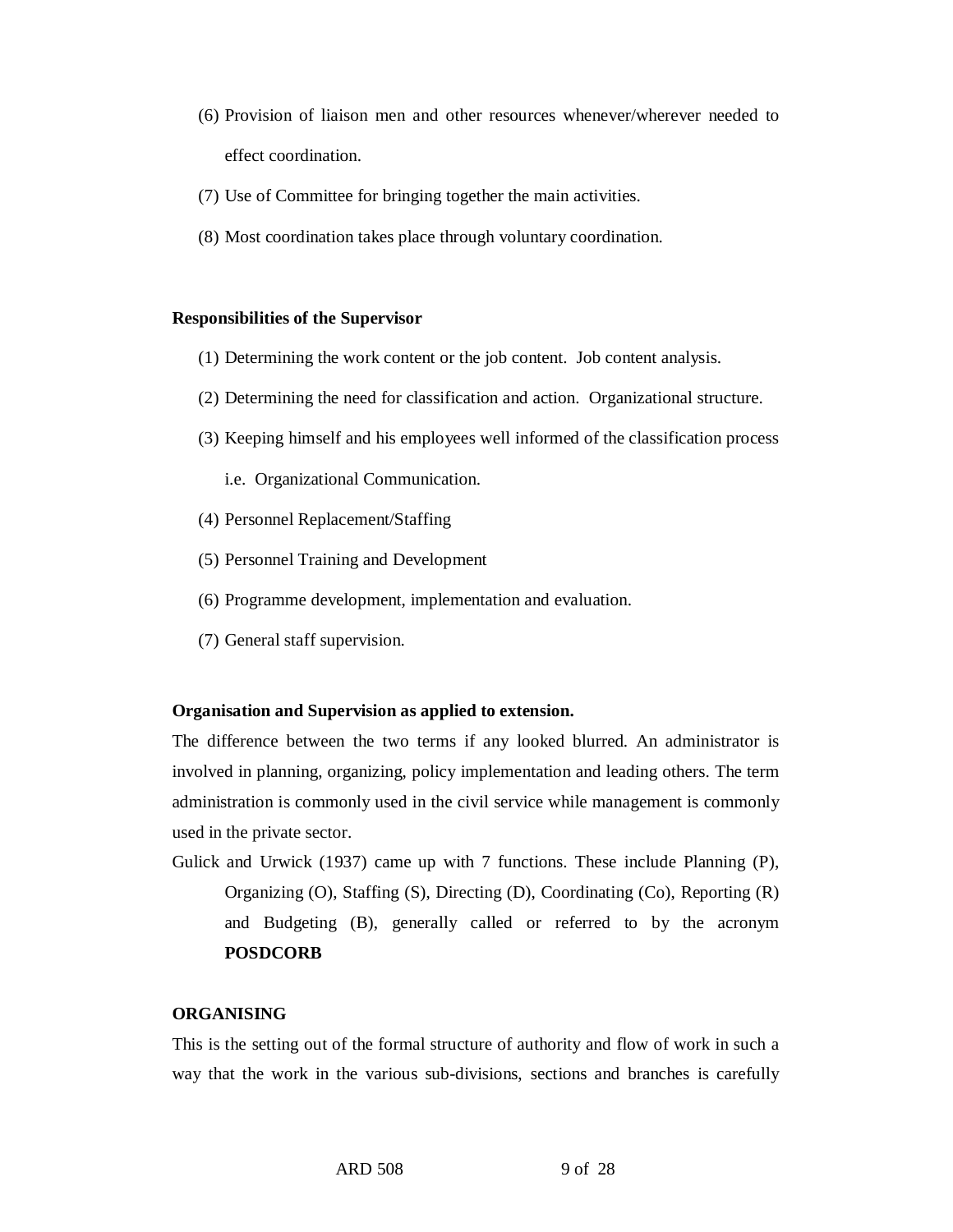(6) Provision of liaison men and other resources whenever/wherever needed to effect coordination.

(7) Use of Committee for bringing together the main activities.

(8) Most coordination takes place through voluntary coordination.

**Responsibilities of the Supervisor**

(1) Determining the work content or the job content. Job content analysis.

(2) Determining the need for classification and action. Organizational structure.

(3) Keeping himself and his employees well informed of the classification process i.e. Organizational Communication.

(4) Personnel Replacement/Staffing

(5) Personnel Training and Development

(6) Programme development, implementation and evaluation.

(7) General staff supervision.

**Organisation and Supervision as applied to extension.**

The difference between the two terms if any looked blurred. An administrator is involved in planning, organizing, policy implementation and leading others. The term administration is commonly used in the civil service while management is commonly used in the private sector.

Gulick and Urwick (1937) came up with 7 functions. These include Planning (P), Organizing (O), Staffing (S), Directing (D), Coordinating (Co), Reporting (R) and Budgeting (B), generally called or referred to by the acronym **POSDCORB**

**ORGANISING**

This is the setting out of the formal structure of authority and flow of work in such a way that the work in the various sub-divisions, sections and branches is carefully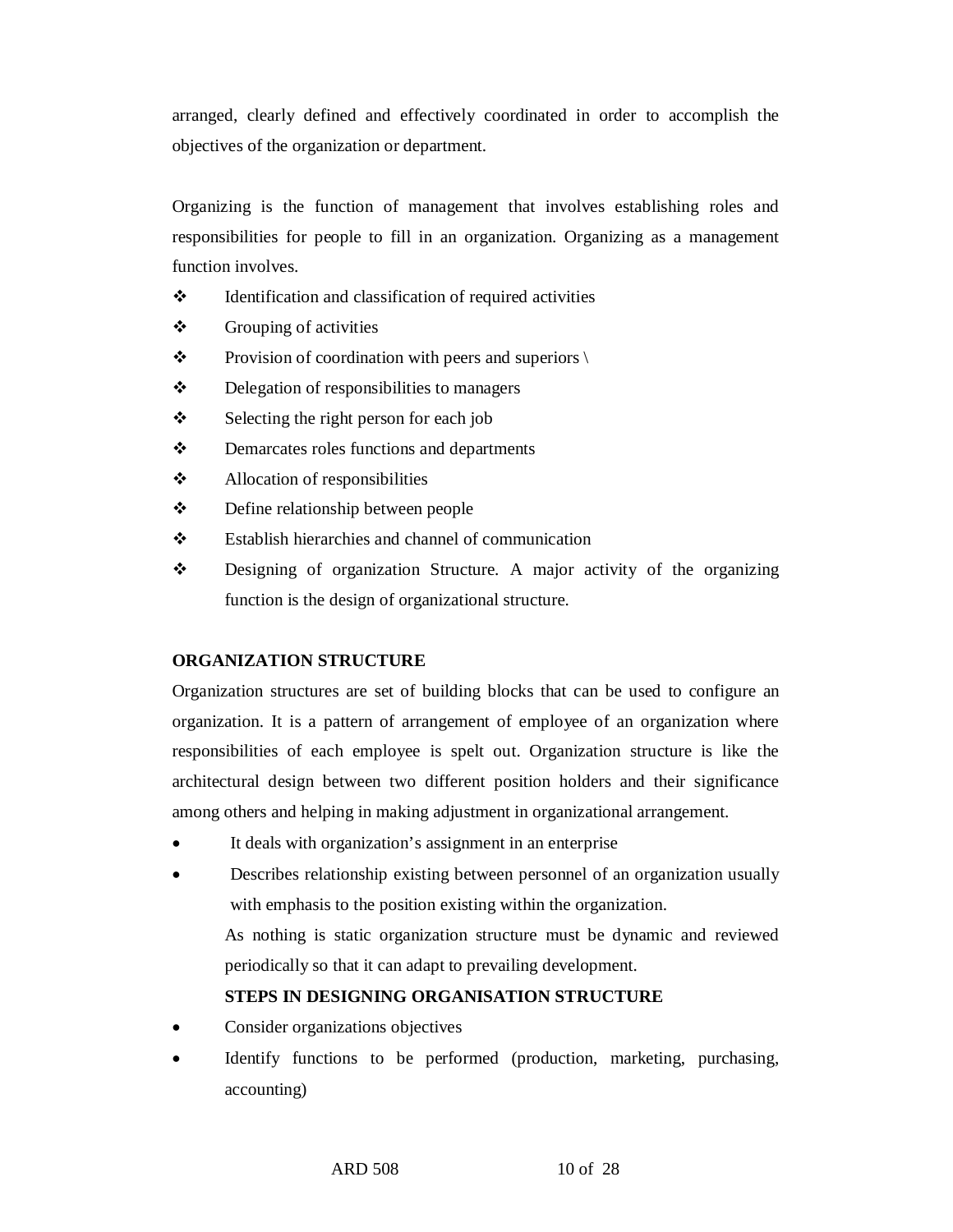arranged, clearly defined and effectively coordinated in order to accomplish the objectives of the organization or department.

Organizing is the function of management that involves establishing roles and responsibilities for people to fill in an organization. Organizing as a management function involves.

- Identification and classification of required activities
- Grouping of activities
- Provision of coordination with peers and superiors \
- Delegation of responsibilities to managers
- Selecting the right person for each job
- Demarcates roles functions and departments
- Allocation of responsibilities
- Define relationship between people
- Establish hierarchies and channel of communication
- Designing of organization Structure. A major activity of the organizing function is the design of organizational structure.

**ORGANIZATION STRUCTURE**

Organization structures are set of building blocks that can be used to configure an organization. It is a pattern of arrangement of employee of an organization where responsibilities of each employee is spelt out. Organization structure is like the architectural design between two different position holders and their significance among others and helping in making adjustment in organizational arrangement.

- It deals with organization's assignment in an enterprise
- Describes relationship existing between personnel of an organization usually with emphasis to the position existing within the organization.

As nothing is static organization structure must be dynamic and reviewed periodically so that it can adapt to prevailing development.

**STEPS IN DESIGNING ORGANISATION STRUCTURE**

- Consider organizations objectives
- Identify functions to be performed (production, marketing, purchasing, accounting)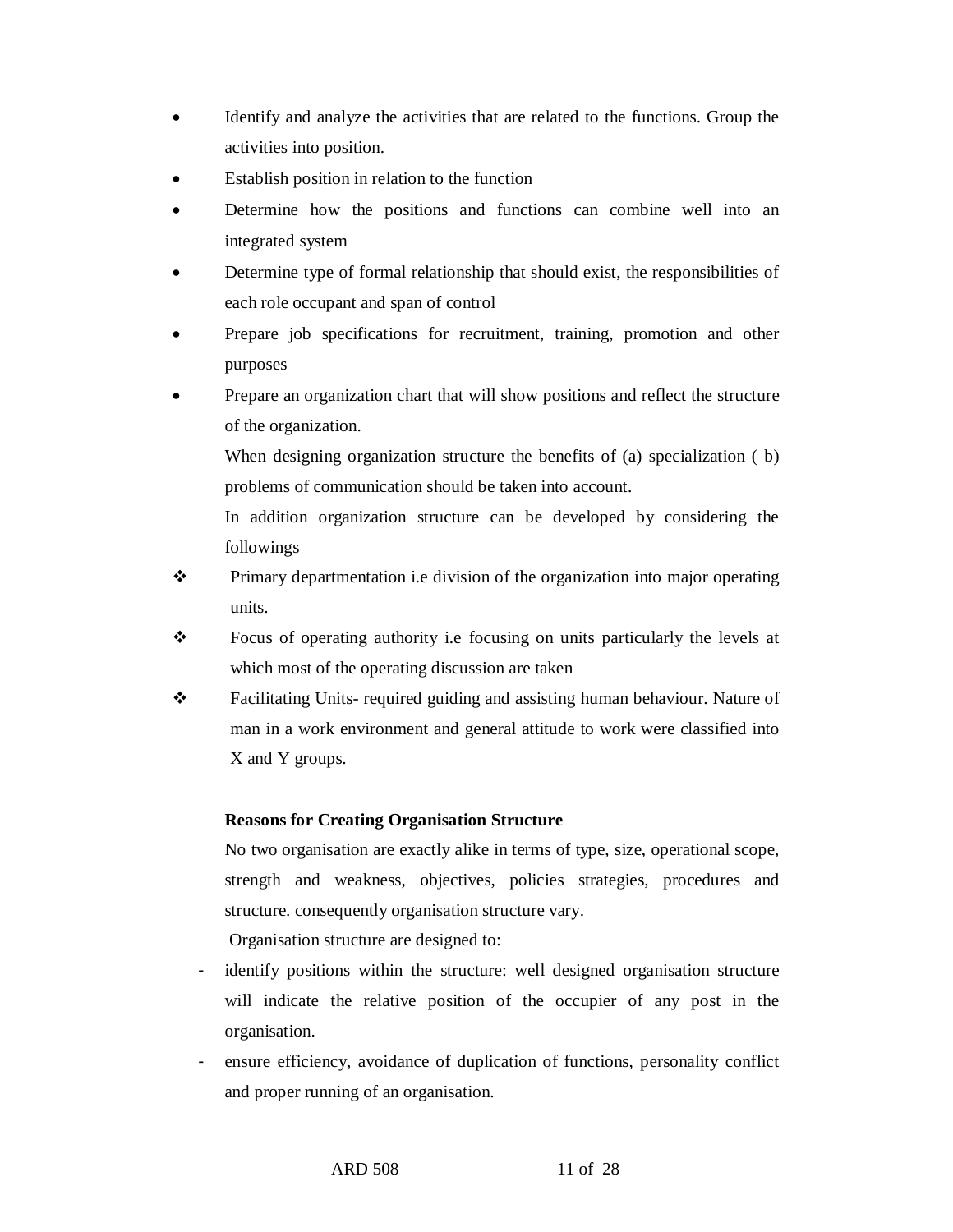- Identify and analyze the activities that are related to the functions. Group the activities into position.
- Establish position in relation to the function
- Determine how the positions and functions can combine well into an integrated system
- Determine type of formal relationship that should exist, the responsibilities of each role occupant and span of control
- Prepare job specifications for recruitment, training, promotion and other purposes
- Prepare an organization chart that will show positions and reflect the structure of the organization.

  When designing organization structure the benefits of (a) specialization ( b) problems of communication should be taken into account.

  In addition organization structure can be developed by considering the followings

- Primary departmentation i.e division of the organization into major operating units.
- Focus of operating authority i.e focusing on units particularly the levels at which most of the operating discussion are taken
- Facilitating Units- required guiding and assisting human behaviour. Nature of man in a work environment and general attitude to work were classified into X and Y groups.

**Reasons for Creating Organisation Structure**

No two organisation are exactly alike in terms of type, size, operational scope, strength and weakness, objectives, policies strategies, procedures and structure. consequently organisation structure vary.

Organisation structure are designed to:

- identify positions within the structure: well designed organisation structure will indicate the relative position of the occupier of any post in the organisation.
- ensure efficiency, avoidance of duplication of functions, personality conflict and proper running of an organisation.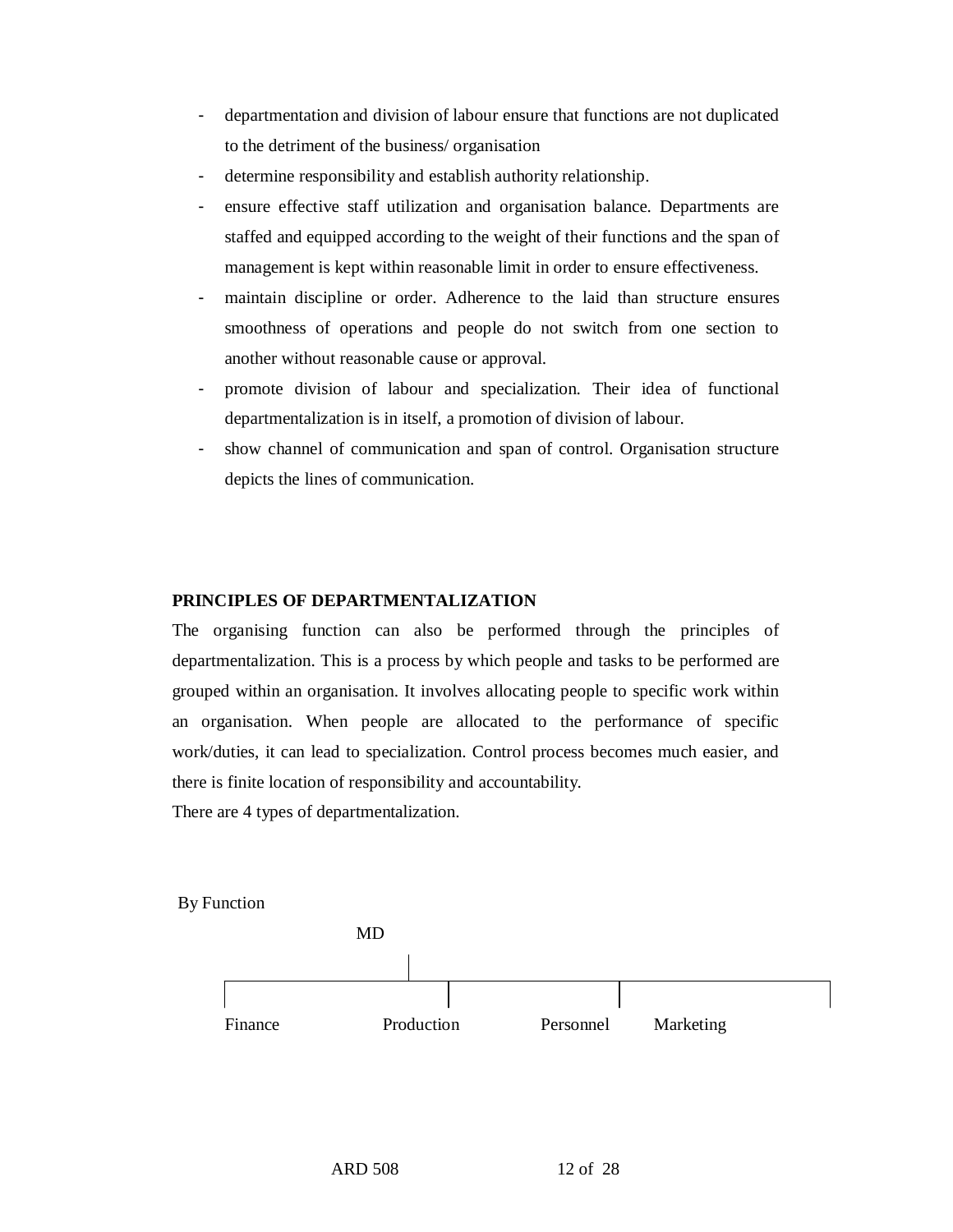- departmentation and division of labour ensure that functions are not duplicated to the detriment of the business/ organisation
- determine responsibility and establish authority relationship.
- ensure effective staff utilization and organisation balance. Departments are staffed and equipped according to the weight of their functions and the span of management is kept within reasonable limit in order to ensure effectiveness.
- maintain discipline or order. Adherence to the laid than structure ensures smoothness of operations and people do not switch from one section to another without reasonable cause or approval.
- promote division of labour and specialization. Their idea of functional departmentalization is in itself, a promotion of division of labour.
- show channel of communication and span of control. Organisation structure depicts the lines of communication.

**PRINCIPLES OF DEPARTMENTALIZATION**

The organising function can also be performed through the principles of departmentalization. This is a process by which people and tasks to be performed are grouped within an organisation. It involves allocating people to specific work within an organisation. When people are allocated to the performance of specific work/duties, it can lead to specialization. Control process becomes much easier, and there is finite location of responsibility and accountability.

There are 4 types of departmentalization.

By Function

```
                MD
                 |
  ---------------------------------------------
  |              |              |             |
Finance      Production     Personnel     Marketing
```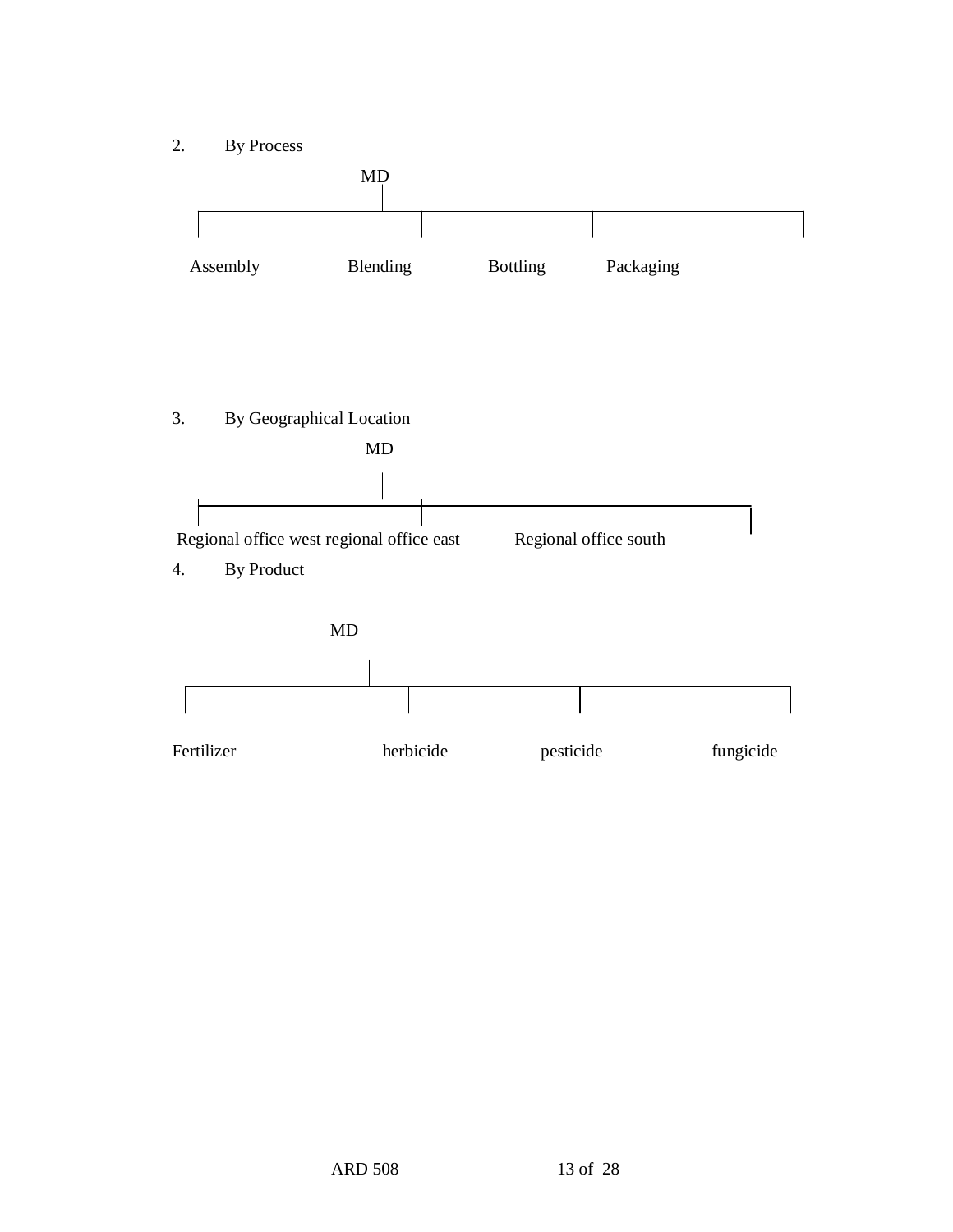2. By Process

MD

Assembly &nbsp;&nbsp;&nbsp;&nbsp; Blending &nbsp;&nbsp;&nbsp;&nbsp; Bottling &nbsp;&nbsp;&nbsp;&nbsp; Packaging

3. By Geographical Location

MD

Regional office west regional office east &nbsp;&nbsp;&nbsp;&nbsp; Regional office south

4. By Product

MD

Fertilizer &nbsp;&nbsp;&nbsp;&nbsp; herbicide &nbsp;&nbsp;&nbsp;&nbsp; pesticide &nbsp;&nbsp;&nbsp;&nbsp; fungicide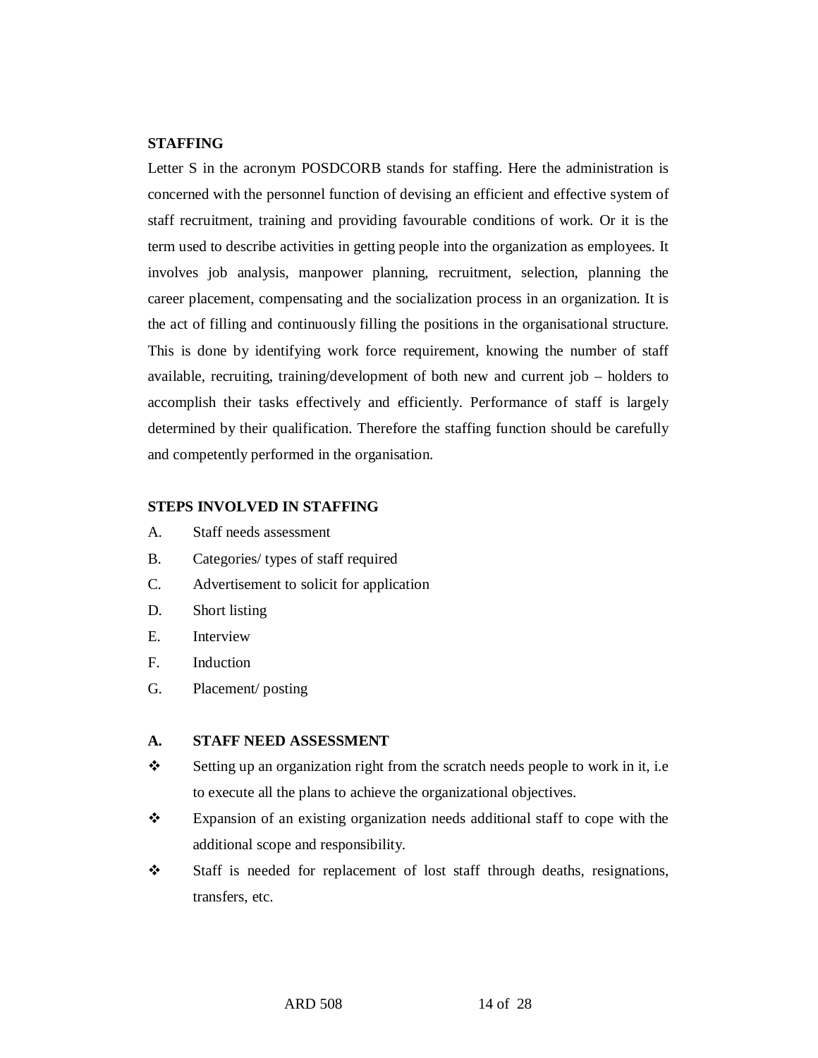## STAFFING

Letter S in the acronym POSDCORB stands for staffing. Here the administration is concerned with the personnel function of devising an efficient and effective system of staff recruitment, training and providing favourable conditions of work. Or it is the term used to describe activities in getting people into the organization as employees. It involves job analysis, manpower planning, recruitment, selection, planning the career placement, compensating and the socialization process in an organization. It is the act of filling and continuously filling the positions in the organisational structure. This is done by identifying work force requirement, knowing the number of staff available, recruiting, training/development of both new and current job – holders to accomplish their tasks effectively and efficiently. Performance of staff is largely determined by their qualification. Therefore the staffing function should be carefully and competently performed in the organisation.

## STEPS INVOLVED IN STAFFING

A. Staff needs assessment

B. Categories/ types of staff required

C. Advertisement to solicit for application

D. Short listing

E. Interview

F. Induction

G. Placement/ posting

### A. STAFF NEED ASSESSMENT

- Setting up an organization right from the scratch needs people to work in it, i.e to execute all the plans to achieve the organizational objectives.
- Expansion of an existing organization needs additional staff to cope with the additional scope and responsibility.
- Staff is needed for replacement of lost staff through deaths, resignations, transfers, etc.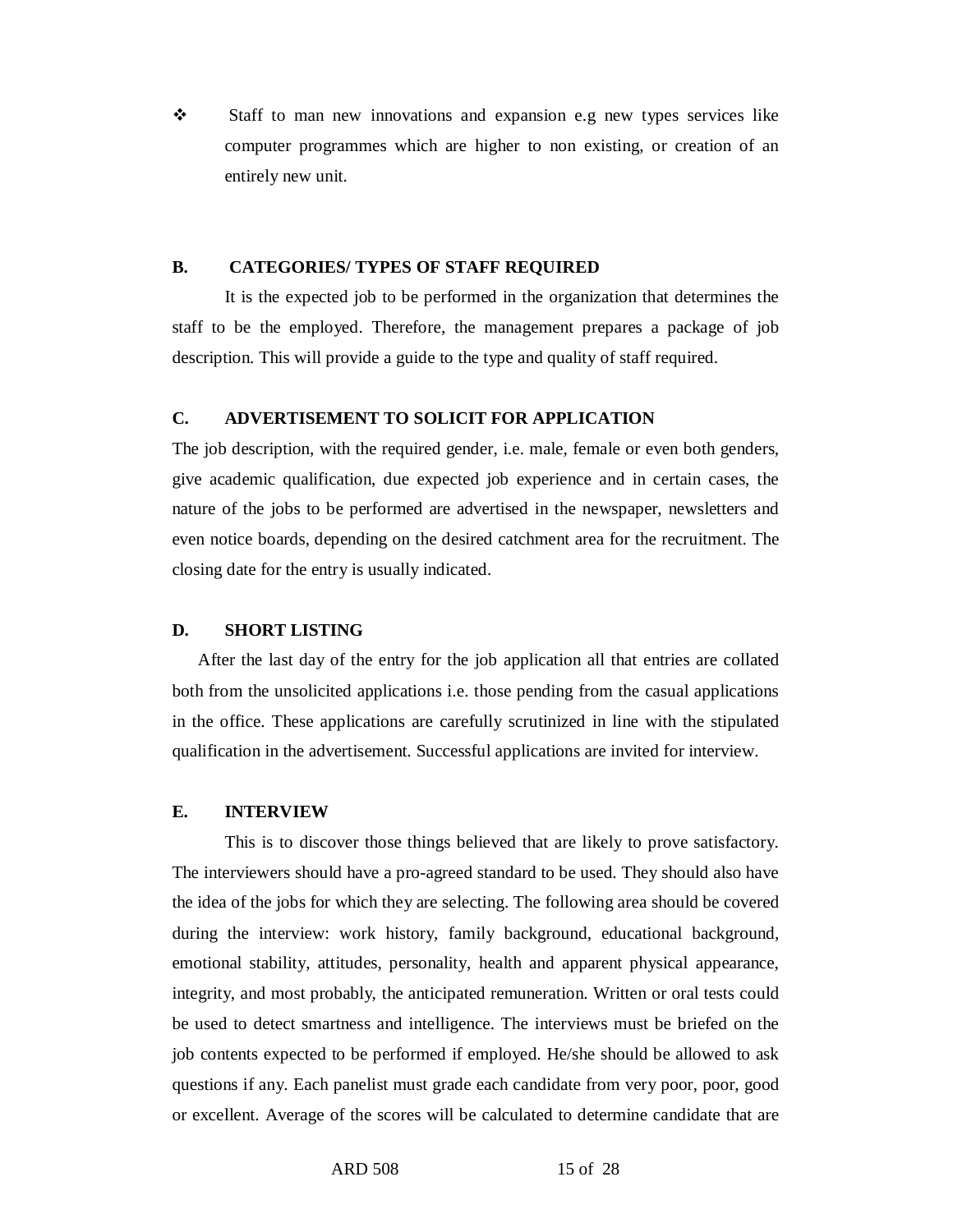- Staff to man new innovations and expansion e.g new types services like computer programmes which are higher to non existing, or creation of an entirely new unit.

### B. CATEGORIES/ TYPES OF STAFF REQUIRED

It is the expected job to be performed in the organization that determines the staff to be the employed. Therefore, the management prepares a package of job description. This will provide a guide to the type and quality of staff required.

### C. ADVERTISEMENT TO SOLICIT FOR APPLICATION

The job description, with the required gender, i.e. male, female or even both genders, give academic qualification, due expected job experience and in certain cases, the nature of the jobs to be performed are advertised in the newspaper, newsletters and even notice boards, depending on the desired catchment area for the recruitment. The closing date for the entry is usually indicated.

### D. SHORT LISTING

After the last day of the entry for the job application all that entries are collated both from the unsolicited applications i.e. those pending from the casual applications in the office. These applications are carefully scrutinized in line with the stipulated qualification in the advertisement. Successful applications are invited for interview.

### E. INTERVIEW

This is to discover those things believed that are likely to prove satisfactory. The interviewers should have a pro-agreed standard to be used. They should also have the idea of the jobs for which they are selecting. The following area should be covered during the interview: work history, family background, educational background, emotional stability, attitudes, personality, health and apparent physical appearance, integrity, and most probably, the anticipated remuneration. Written or oral tests could be used to detect smartness and intelligence. The interviews must be briefed on the job contents expected to be performed if employed. He/she should be allowed to ask questions if any. Each panelist must grade each candidate from very poor, poor, good or excellent. Average of the scores will be calculated to determine candidate that are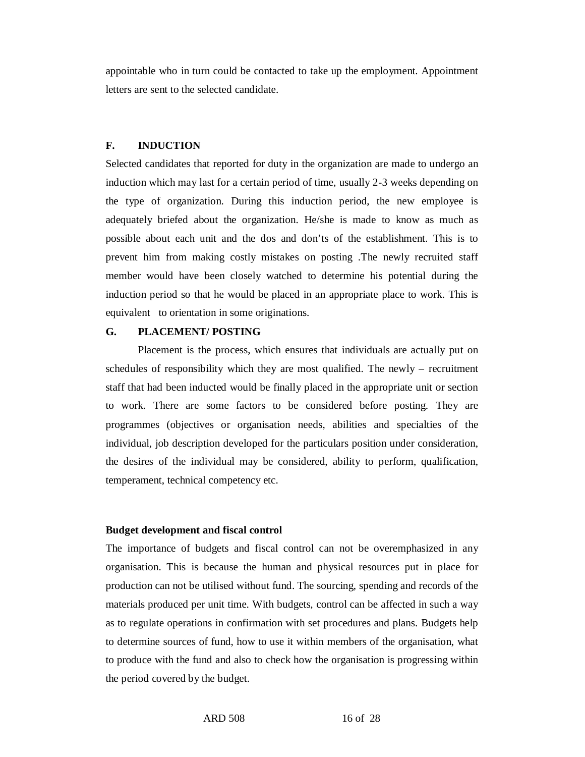appointable who in turn could be contacted to take up the employment. Appointment letters are sent to the selected candidate.

**F. INDUCTION**

Selected candidates that reported for duty in the organization are made to undergo an induction which may last for a certain period of time, usually 2-3 weeks depending on the type of organization. During this induction period, the new employee is adequately briefed about the organization. He/she is made to know as much as possible about each unit and the dos and don'ts of the establishment. This is to prevent him from making costly mistakes on posting .The newly recruited staff member would have been closely watched to determine his potential during the induction period so that he would be placed in an appropriate place to work. This is equivalent to orientation in some originations.

**G. PLACEMENT/ POSTING**

Placement is the process, which ensures that individuals are actually put on schedules of responsibility which they are most qualified. The newly – recruitment staff that had been inducted would be finally placed in the appropriate unit or section to work. There are some factors to be considered before posting. They are programmes (objectives or organisation needs, abilities and specialties of the individual, job description developed for the particulars position under consideration, the desires of the individual may be considered, ability to perform, qualification, temperament, technical competency etc.

**Budget development and fiscal control**

The importance of budgets and fiscal control can not be overemphasized in any organisation. This is because the human and physical resources put in place for production can not be utilised without fund. The sourcing, spending and records of the materials produced per unit time. With budgets, control can be affected in such a way as to regulate operations in confirmation with set procedures and plans. Budgets help to determine sources of fund, how to use it within members of the organisation, what to produce with the fund and also to check how the organisation is progressing within the period covered by the budget.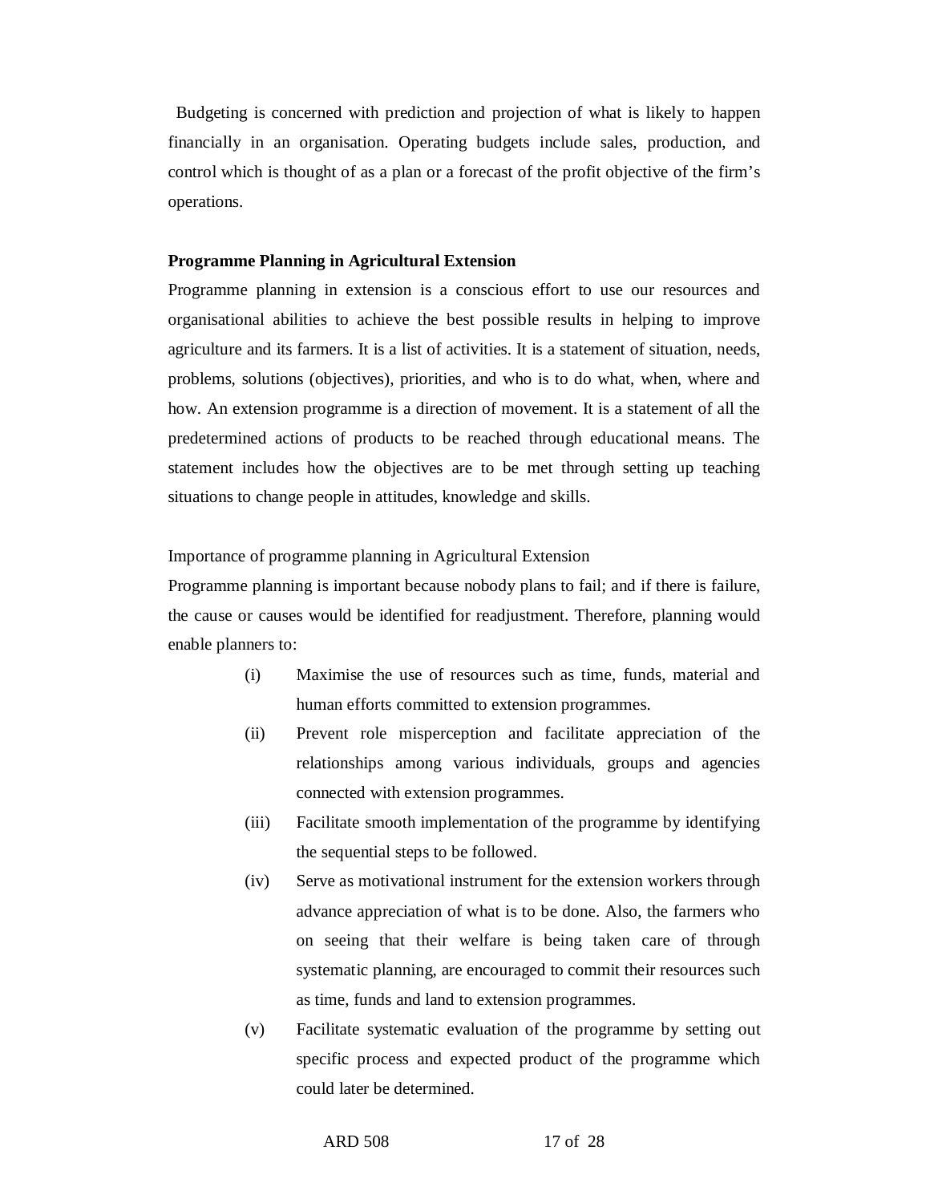Budgeting is concerned with prediction and projection of what is likely to happen financially in an organisation. Operating budgets include sales, production, and control which is thought of as a plan or a forecast of the profit objective of the firm's operations.

**Programme Planning in Agricultural Extension**

Programme planning in extension is a conscious effort to use our resources and organisational abilities to achieve the best possible results in helping to improve agriculture and its farmers. It is a list of activities. It is a statement of situation, needs, problems, solutions (objectives), priorities, and who is to do what, when, where and how. An extension programme is a direction of movement. It is a statement of all the predetermined actions of products to be reached through educational means. The statement includes how the objectives are to be met through setting up teaching situations to change people in attitudes, knowledge and skills.

Importance of programme planning in Agricultural Extension

Programme planning is important because nobody plans to fail; and if there is failure, the cause or causes would be identified for readjustment. Therefore, planning would enable planners to:

(i) Maximise the use of resources such as time, funds, material and human efforts committed to extension programmes.

(ii) Prevent role misperception and facilitate appreciation of the relationships among various individuals, groups and agencies connected with extension programmes.

(iii) Facilitate smooth implementation of the programme by identifying the sequential steps to be followed.

(iv) Serve as motivational instrument for the extension workers through advance appreciation of what is to be done. Also, the farmers who on seeing that their welfare is being taken care of through systematic planning, are encouraged to commit their resources such as time, funds and land to extension programmes.

(v) Facilitate systematic evaluation of the programme by setting out specific process and expected product of the programme which could later be determined.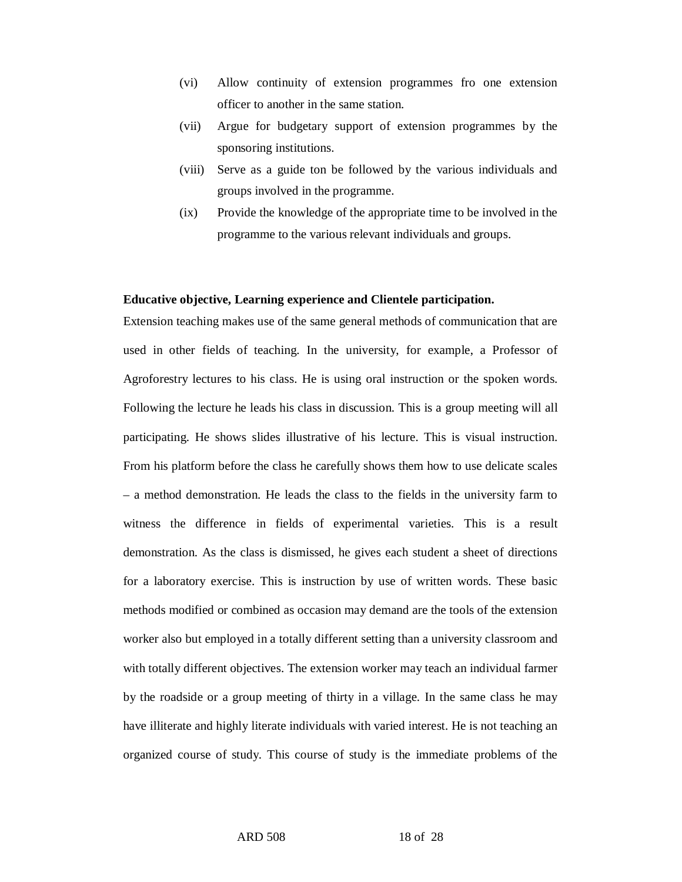(vi) Allow continuity of extension programmes fro one extension officer to another in the same station.

(vii) Argue for budgetary support of extension programmes by the sponsoring institutions.

(viii) Serve as a guide ton be followed by the various individuals and groups involved in the programme.

(ix) Provide the knowledge of the appropriate time to be involved in the programme to the various relevant individuals and groups.

**Educative objective, Learning experience and Clientele participation.**

Extension teaching makes use of the same general methods of communication that are used in other fields of teaching. In the university, for example, a Professor of Agroforestry lectures to his class. He is using oral instruction or the spoken words. Following the lecture he leads his class in discussion. This is a group meeting will all participating. He shows slides illustrative of his lecture. This is visual instruction. From his platform before the class he carefully shows them how to use delicate scales – a method demonstration. He leads the class to the fields in the university farm to witness the difference in fields of experimental varieties. This is a result demonstration. As the class is dismissed, he gives each student a sheet of directions for a laboratory exercise. This is instruction by use of written words. These basic methods modified or combined as occasion may demand are the tools of the extension worker also but employed in a totally different setting than a university classroom and with totally different objectives. The extension worker may teach an individual farmer by the roadside or a group meeting of thirty in a village. In the same class he may have illiterate and highly literate individuals with varied interest. He is not teaching an organized course of study. This course of study is the immediate problems of the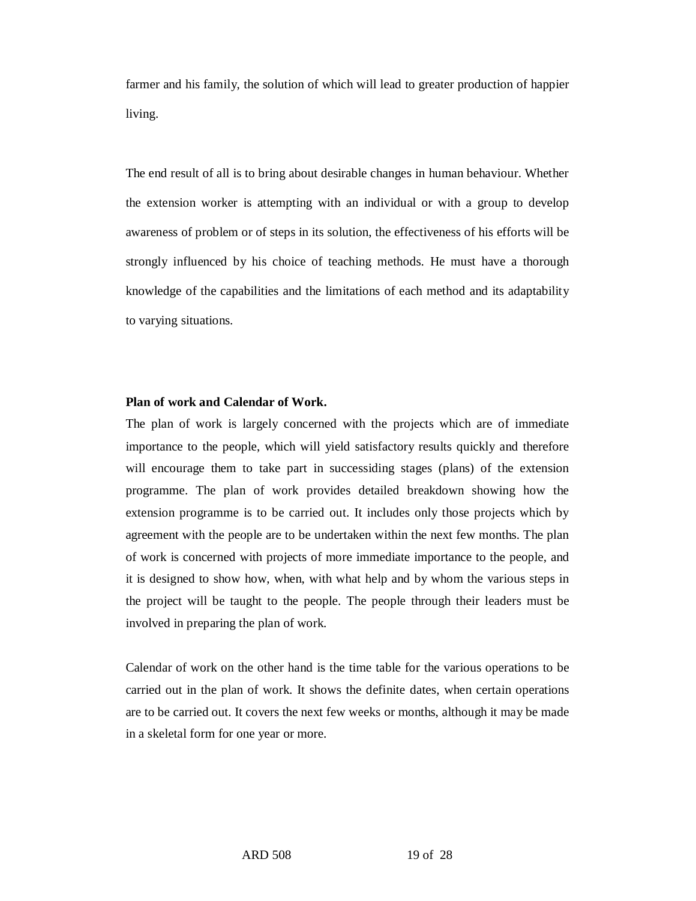farmer and his family, the solution of which will lead to greater production of happier living.

The end result of all is to bring about desirable changes in human behaviour. Whether the extension worker is attempting with an individual or with a group to develop awareness of problem or of steps in its solution, the effectiveness of his efforts will be strongly influenced by his choice of teaching methods. He must have a thorough knowledge of the capabilities and the limitations of each method and its adaptability to varying situations.

**Plan of work and Calendar of Work.**

The plan of work is largely concerned with the projects which are of immediate importance to the people, which will yield satisfactory results quickly and therefore will encourage them to take part in successiding stages (plans) of the extension programme. The plan of work provides detailed breakdown showing how the extension programme is to be carried out. It includes only those projects which by agreement with the people are to be undertaken within the next few months. The plan of work is concerned with projects of more immediate importance to the people, and it is designed to show how, when, with what help and by whom the various steps in the project will be taught to the people. The people through their leaders must be involved in preparing the plan of work.

Calendar of work on the other hand is the time table for the various operations to be carried out in the plan of work. It shows the definite dates, when certain operations are to be carried out. It covers the next few weeks or months, although it may be made in a skeletal form for one year or more.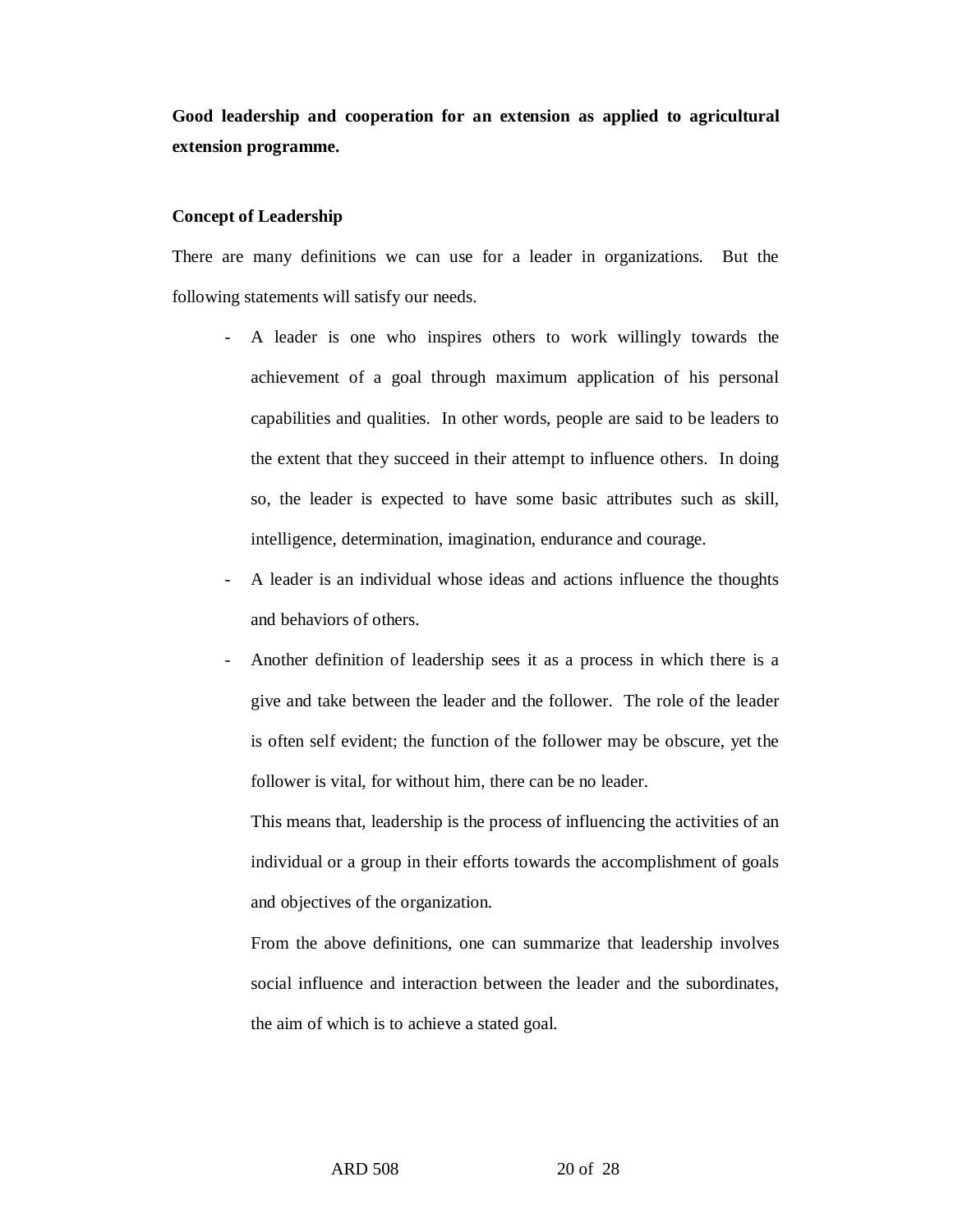**Good leadership and cooperation for an extension as applied to agricultural extension programme.**

**Concept of Leadership**

There are many definitions we can use for a leader in organizations. But the following statements will satisfy our needs.

- A leader is one who inspires others to work willingly towards the achievement of a goal through maximum application of his personal capabilities and qualities. In other words, people are said to be leaders to the extent that they succeed in their attempt to influence others. In doing so, the leader is expected to have some basic attributes such as skill, intelligence, determination, imagination, endurance and courage.
- A leader is an individual whose ideas and actions influence the thoughts and behaviors of others.
- Another definition of leadership sees it as a process in which there is a give and take between the leader and the follower. The role of the leader is often self evident; the function of the follower may be obscure, yet the follower is vital, for without him, there can be no leader.

  This means that, leadership is the process of influencing the activities of an individual or a group in their efforts towards the accomplishment of goals and objectives of the organization.

  From the above definitions, one can summarize that leadership involves social influence and interaction between the leader and the subordinates, the aim of which is to achieve a stated goal.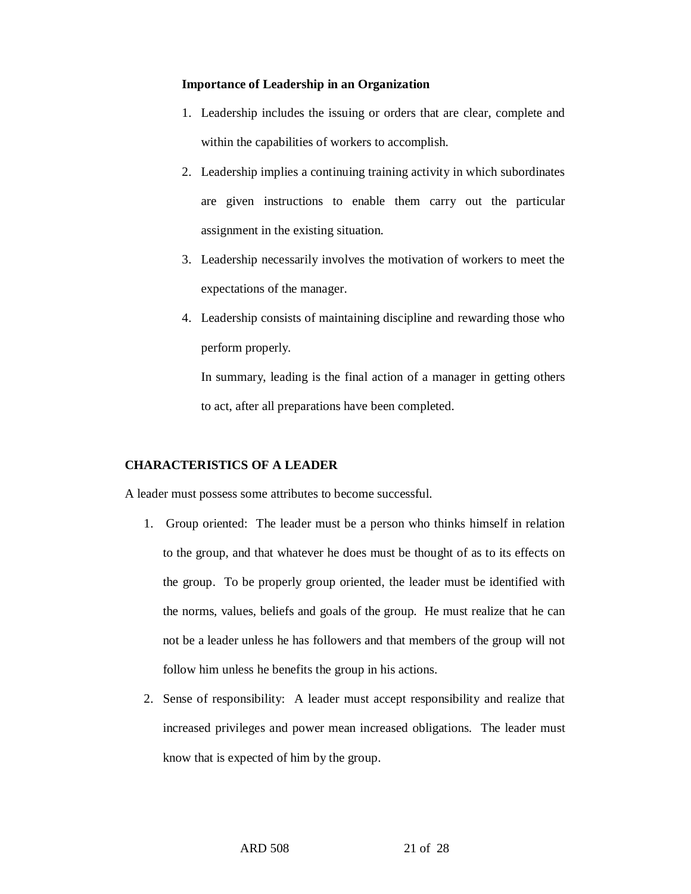**Importance of Leadership in an Organization**

1. Leadership includes the issuing or orders that are clear, complete and within the capabilities of workers to accomplish.
2. Leadership implies a continuing training activity in which subordinates are given instructions to enable them carry out the particular assignment in the existing situation.
3. Leadership necessarily involves the motivation of workers to meet the expectations of the manager.
4. Leadership consists of maintaining discipline and rewarding those who perform properly.

   In summary, leading is the final action of a manager in getting others to act, after all preparations have been completed.

## CHARACTERISTICS OF A LEADER

A leader must possess some attributes to become successful.

1. Group oriented: The leader must be a person who thinks himself in relation to the group, and that whatever he does must be thought of as to its effects on the group. To be properly group oriented, the leader must be identified with the norms, values, beliefs and goals of the group. He must realize that he can not be a leader unless he has followers and that members of the group will not follow him unless he benefits the group in his actions.
2. Sense of responsibility: A leader must accept responsibility and realize that increased privileges and power mean increased obligations. The leader must know that is expected of him by the group.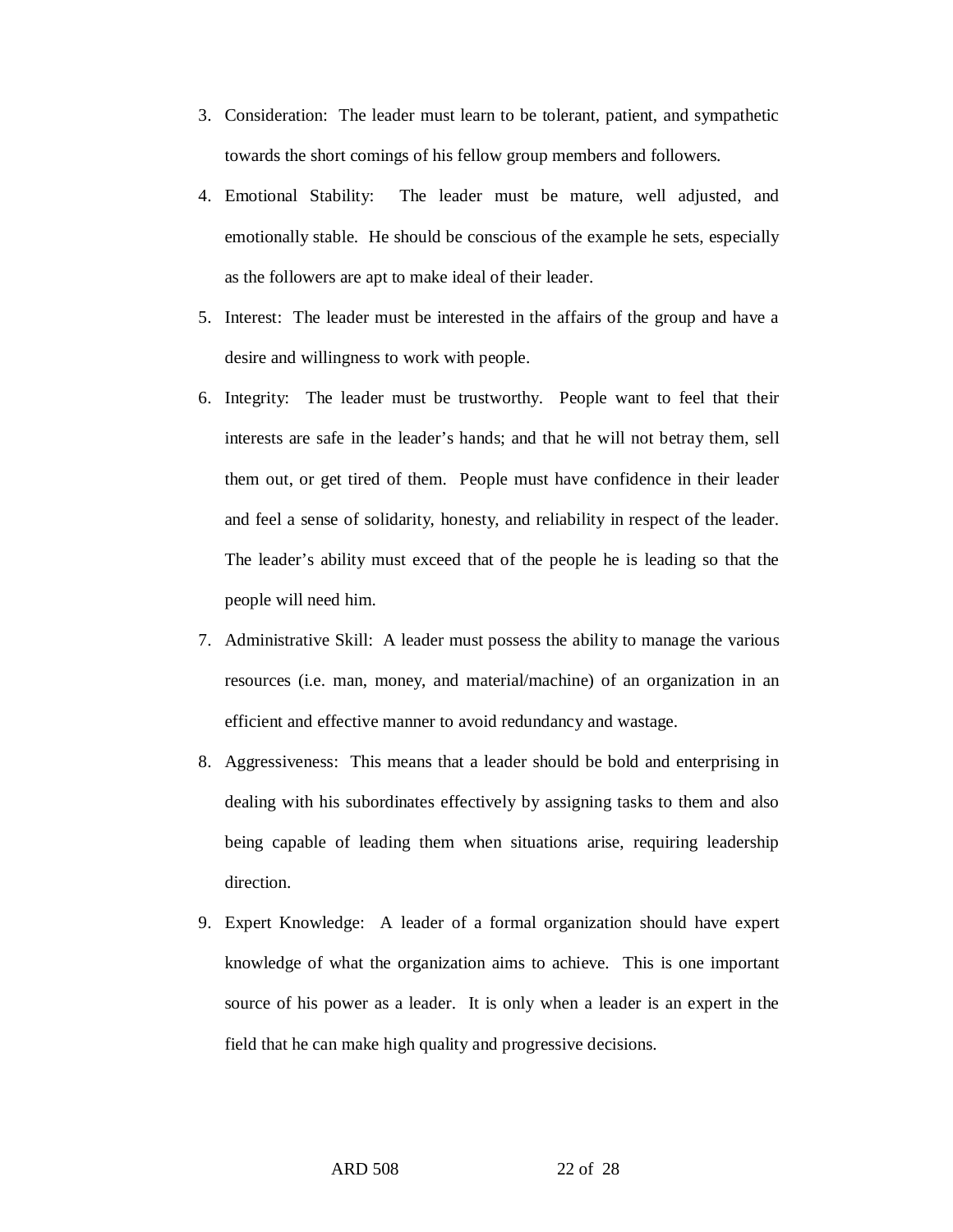3. Consideration: The leader must learn to be tolerant, patient, and sympathetic towards the short comings of his fellow group members and followers.
4. Emotional Stability: The leader must be mature, well adjusted, and emotionally stable. He should be conscious of the example he sets, especially as the followers are apt to make ideal of their leader.
5. Interest: The leader must be interested in the affairs of the group and have a desire and willingness to work with people.
6. Integrity: The leader must be trustworthy. People want to feel that their interests are safe in the leader's hands; and that he will not betray them, sell them out, or get tired of them. People must have confidence in their leader and feel a sense of solidarity, honesty, and reliability in respect of the leader. The leader's ability must exceed that of the people he is leading so that the people will need him.
7. Administrative Skill: A leader must possess the ability to manage the various resources (i.e. man, money, and material/machine) of an organization in an efficient and effective manner to avoid redundancy and wastage.
8. Aggressiveness: This means that a leader should be bold and enterprising in dealing with his subordinates effectively by assigning tasks to them and also being capable of leading them when situations arise, requiring leadership direction.
9. Expert Knowledge: A leader of a formal organization should have expert knowledge of what the organization aims to achieve. This is one important source of his power as a leader. It is only when a leader is an expert in the field that he can make high quality and progressive decisions.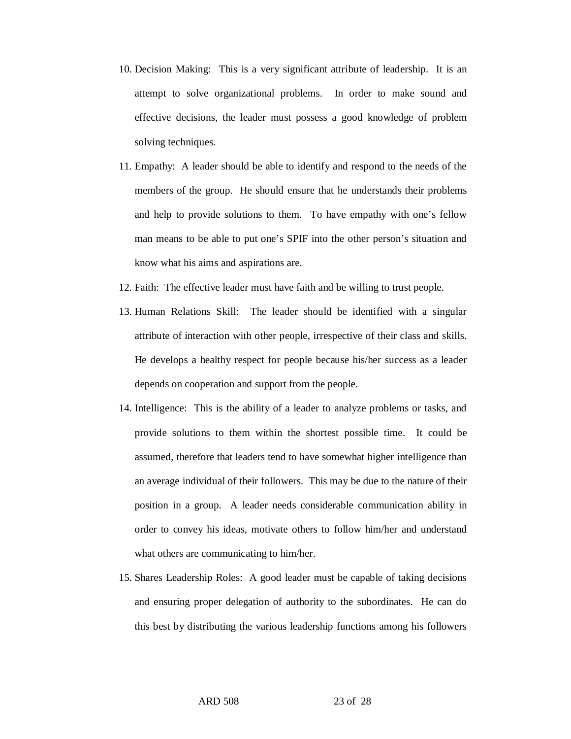10. Decision Making: This is a very significant attribute of leadership. It is an attempt to solve organizational problems. In order to make sound and effective decisions, the leader must possess a good knowledge of problem solving techniques.
11. Empathy: A leader should be able to identify and respond to the needs of the members of the group. He should ensure that he understands their problems and help to provide solutions to them. To have empathy with one's fellow man means to be able to put one's SPIF into the other person's situation and know what his aims and aspirations are.
12. Faith: The effective leader must have faith and be willing to trust people.
13. Human Relations Skill: The leader should be identified with a singular attribute of interaction with other people, irrespective of their class and skills. He develops a healthy respect for people because his/her success as a leader depends on cooperation and support from the people.
14. Intelligence: This is the ability of a leader to analyze problems or tasks, and provide solutions to them within the shortest possible time. It could be assumed, therefore that leaders tend to have somewhat higher intelligence than an average individual of their followers. This may be due to the nature of their position in a group. A leader needs considerable communication ability in order to convey his ideas, motivate others to follow him/her and understand what others are communicating to him/her.
15. Shares Leadership Roles: A good leader must be capable of taking decisions and ensuring proper delegation of authority to the subordinates. He can do this best by distributing the various leadership functions among his followers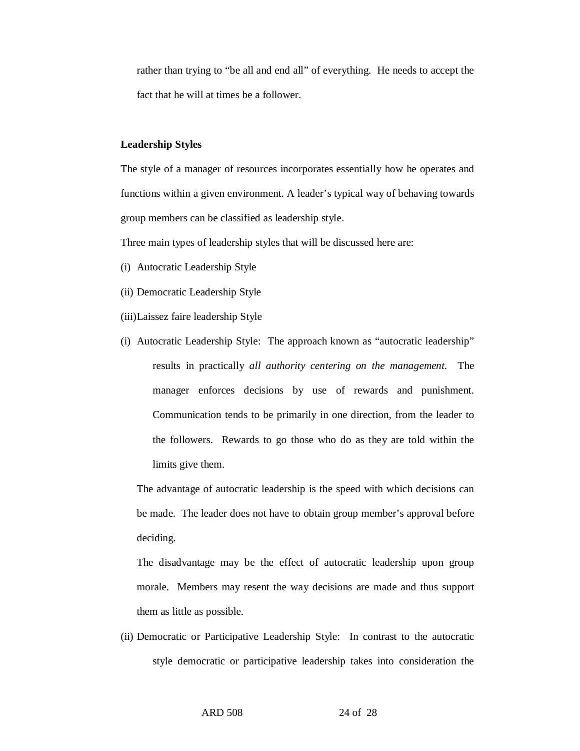rather than trying to "be all and end all" of everything. He needs to accept the fact that he will at times be a follower.

**Leadership Styles**

The style of a manager of resources incorporates essentially how he operates and functions within a given environment. A leader's typical way of behaving towards group members can be classified as leadership style.

Three main types of leadership styles that will be discussed here are:

(i) Autocratic Leadership Style

(ii) Democratic Leadership Style

(iii) Laissez faire leadership Style

(i) Autocratic Leadership Style: The approach known as "autocratic leadership" results in practically *all authority centering on the management.* The manager enforces decisions by use of rewards and punishment. Communication tends to be primarily in one direction, from the leader to the followers. Rewards to go those who do as they are told within the limits give them.

The advantage of autocratic leadership is the speed with which decisions can be made. The leader does not have to obtain group member's approval before deciding.

The disadvantage may be the effect of autocratic leadership upon group morale. Members may resent the way decisions are made and thus support them as little as possible.

(ii) Democratic or Participative Leadership Style: In contrast to the autocratic style democratic or participative leadership takes into consideration the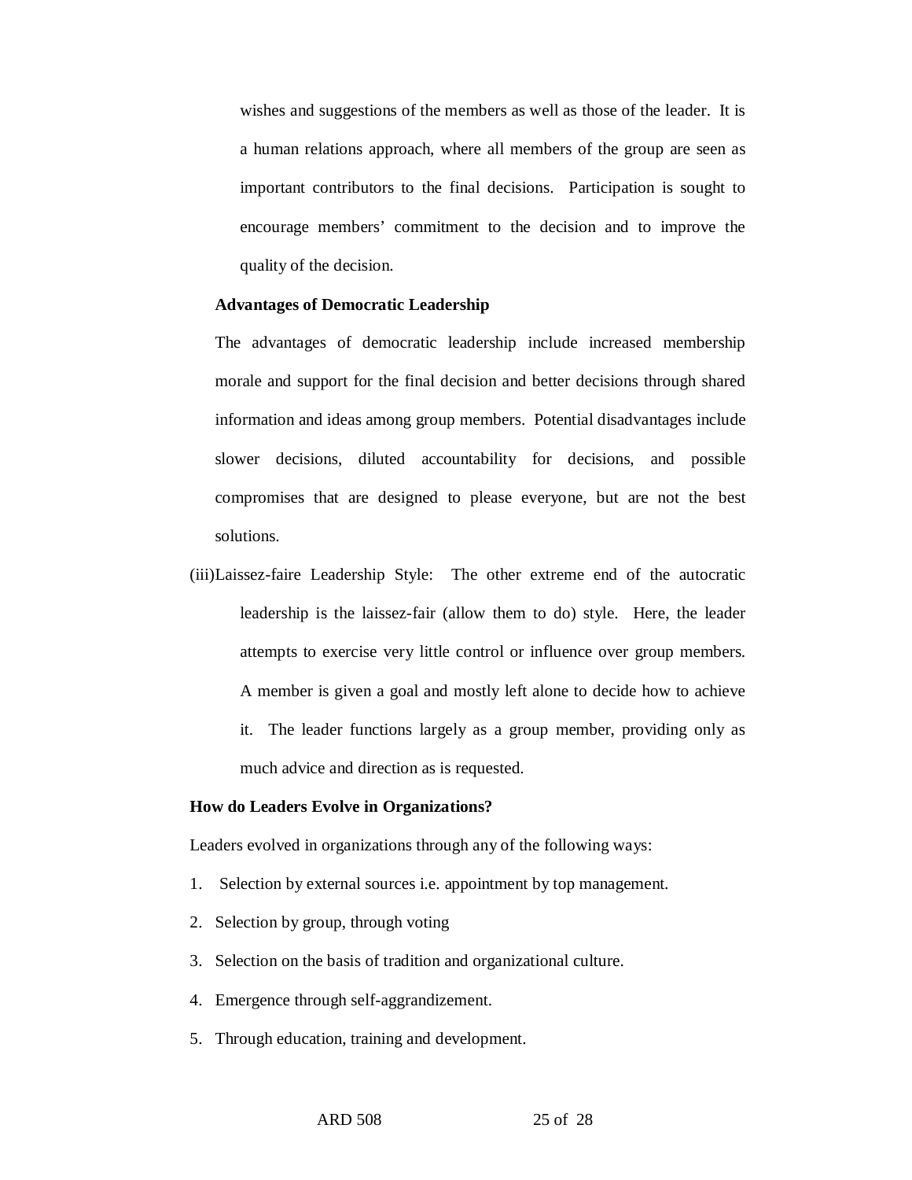wishes and suggestions of the members as well as those of the leader. It is a human relations approach, where all members of the group are seen as important contributors to the final decisions. Participation is sought to encourage members' commitment to the decision and to improve the quality of the decision.

**Advantages of Democratic Leadership**

The advantages of democratic leadership include increased membership morale and support for the final decision and better decisions through shared information and ideas among group members. Potential disadvantages include slower decisions, diluted accountability for decisions, and possible compromises that are designed to please everyone, but are not the best solutions.

(iii) Laissez-faire Leadership Style: The other extreme end of the autocratic leadership is the laissez-fair (allow them to do) style. Here, the leader attempts to exercise very little control or influence over group members. A member is given a goal and mostly left alone to decide how to achieve it. The leader functions largely as a group member, providing only as much advice and direction as is requested.

**How do Leaders Evolve in Organizations?**

Leaders evolved in organizations through any of the following ways:

1. Selection by external sources i.e. appointment by top management.
2. Selection by group, through voting
3. Selection on the basis of tradition and organizational culture.
4. Emergence through self-aggrandizement.
5. Through education, training and development.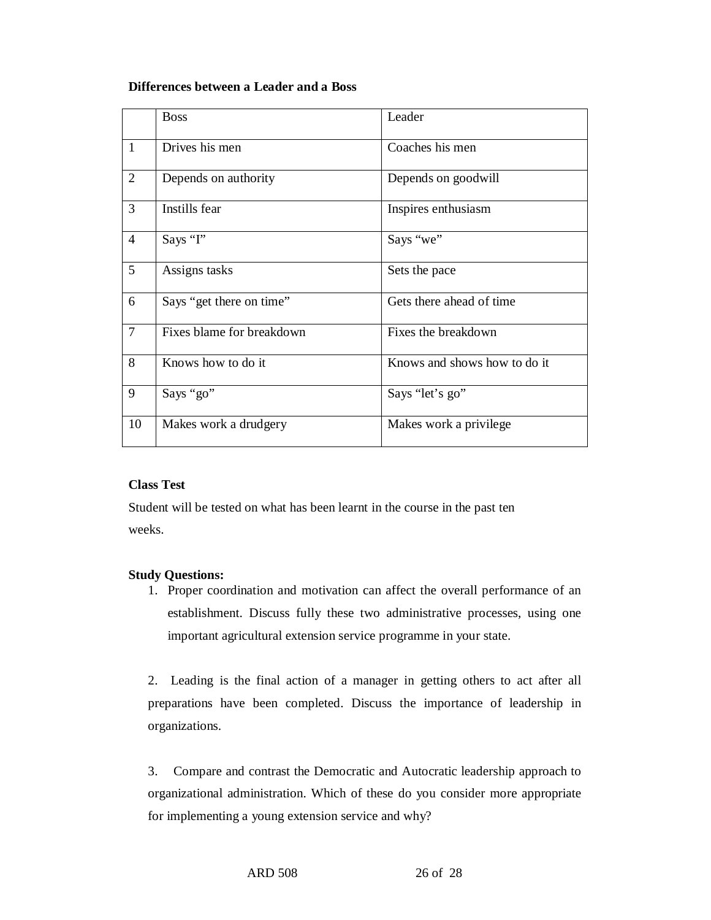**Differences between a Leader and a Boss**

| | Boss | Leader |
|---|---|---|
| 1 | Drives his men | Coaches his men |
| 2 | Depends on authority | Depends on goodwill |
| 3 | Instills fear | Inspires enthusiasm |
| 4 | Says "I" | Says "we" |
| 5 | Assigns tasks | Sets the pace |
| 6 | Says "get there on time" | Gets there ahead of time |
| 7 | Fixes blame for breakdown | Fixes the breakdown |
| 8 | Knows how to do it | Knows and shows how to do it |
| 9 | Says "go" | Says "let's go" |
| 10 | Makes work a drudgery | Makes work a privilege |

**Class Test**

Student will be tested on what has been learnt in the course in the past ten weeks.

**Study Questions:**

1. Proper coordination and motivation can affect the overall performance of an establishment. Discuss fully these two administrative processes, using one important agricultural extension service programme in your state.

2. Leading is the final action of a manager in getting others to act after all preparations have been completed. Discuss the importance of leadership in organizations.

3. Compare and contrast the Democratic and Autocratic leadership approach to organizational administration. Which of these do you consider more appropriate for implementing a young extension service and why?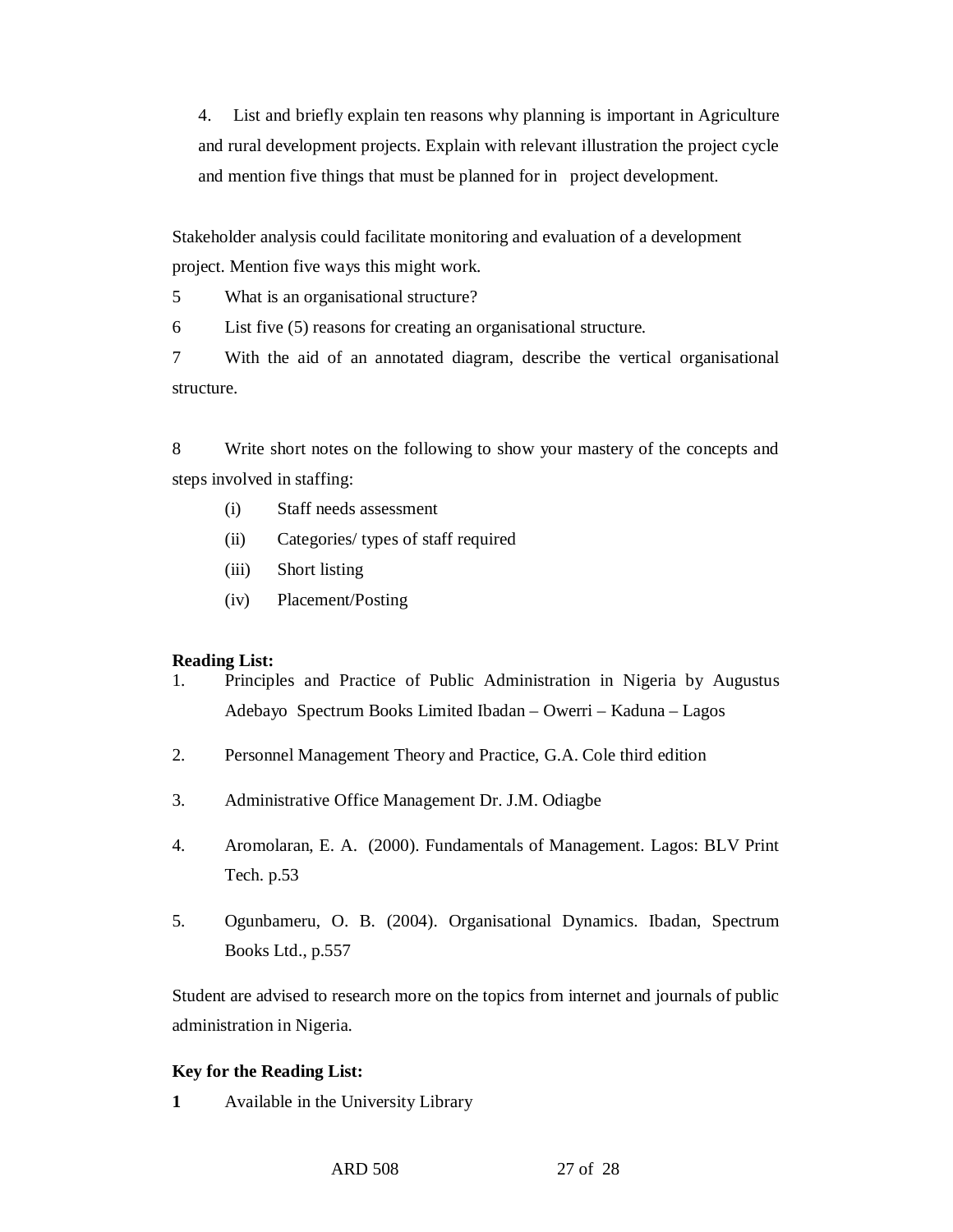4. List and briefly explain ten reasons why planning is important in Agriculture and rural development projects. Explain with relevant illustration the project cycle and mention five things that must be planned for in project development.

Stakeholder analysis could facilitate monitoring and evaluation of a development project. Mention five ways this might work.

5 What is an organisational structure?

6 List five (5) reasons for creating an organisational structure.

7 With the aid of an annotated diagram, describe the vertical organisational structure.

8 Write short notes on the following to show your mastery of the concepts and steps involved in staffing:

- (i) Staff needs assessment
- (ii) Categories/ types of staff required
- (iii) Short listing
- (iv) Placement/Posting

**Reading List:**

1. Principles and Practice of Public Administration in Nigeria by Augustus Adebayo Spectrum Books Limited Ibadan – Owerri – Kaduna – Lagos

2. Personnel Management Theory and Practice, G.A. Cole third edition

3. Administrative Office Management Dr. J.M. Odiagbe

4. Aromolaran, E. A. (2000). Fundamentals of Management. Lagos: BLV Print Tech. p.53

5. Ogunbameru, O. B. (2004). Organisational Dynamics. Ibadan, Spectrum Books Ltd., p.557

Student are advised to research more on the topics from internet and journals of public administration in Nigeria.

**Key for the Reading List:**

**1** Available in the University Library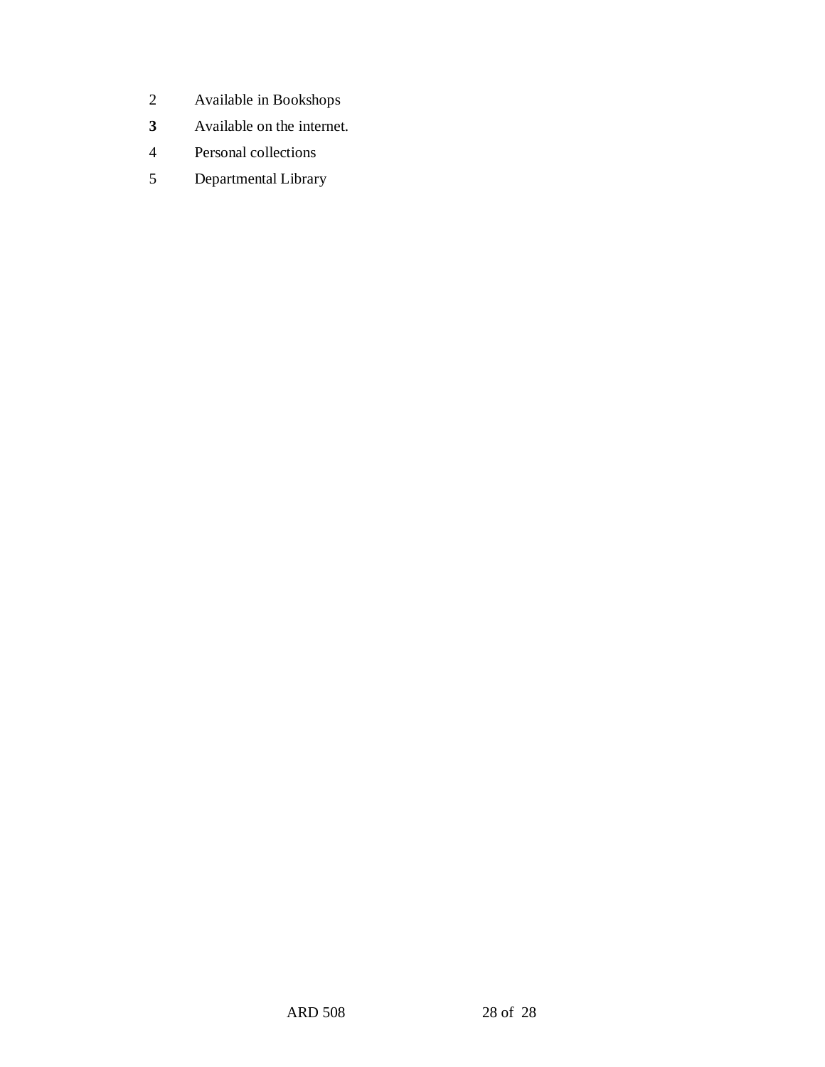2 Available in Bookshops

**3** Available on the internet.

4 Personal collections

5 Departmental Library